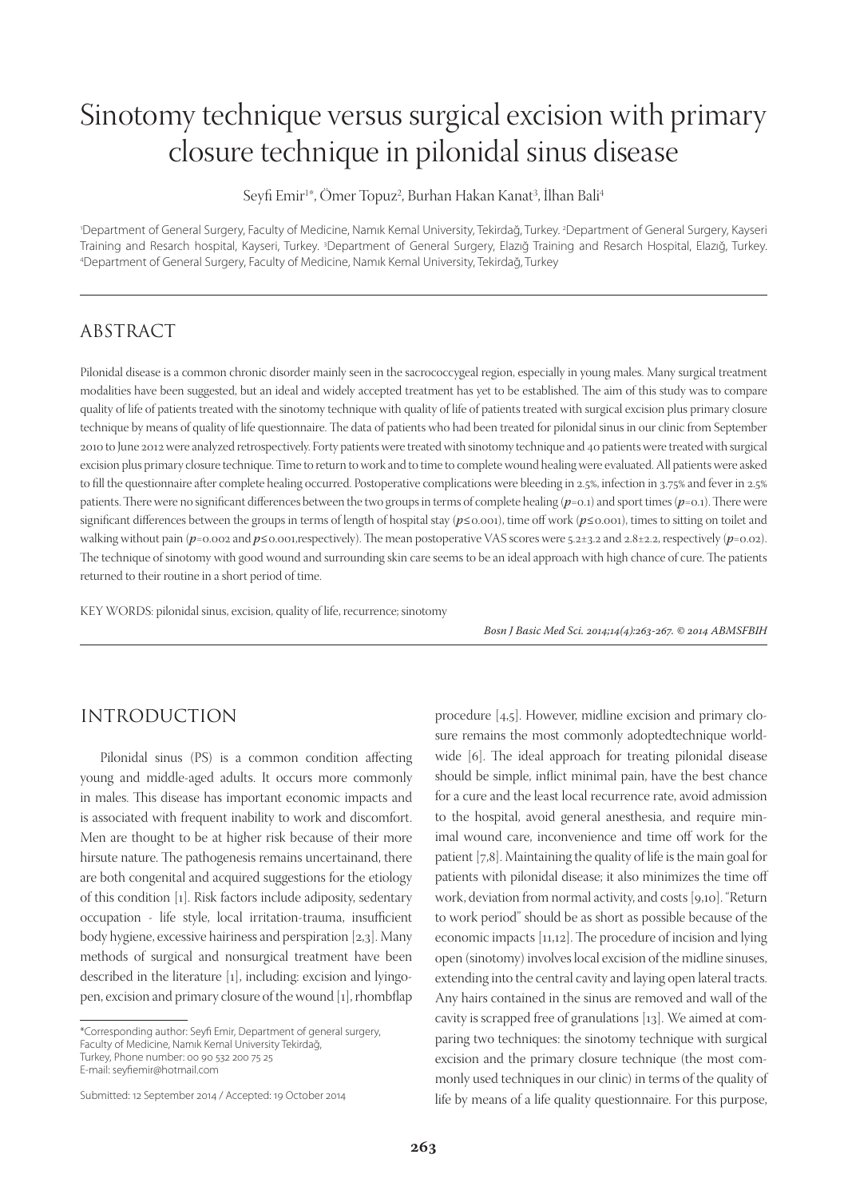# Sinotomy technique versus surgical excision with primary closure technique in pilonidal sinus disease

Seyfi Emir[1*], Ömer Topuz[2], Burhan Hakan Kanat[3], İlhan Bali[4]

[1]Department of General Surgery, Faculty of Medicine, Namık Kemal University, Tekirdağ, Turkey. [2]Department of General Surgery, Kayseri Training and Resarch hospital, Kayseri, Turkey. [3]Department of General Surgery, Elazığ Training and Resarch Hospital, Elazığ, Turkey. [4]Department of General Surgery, Faculty of Medicine, Namık Kemal University, Tekirdağ, Turkey

## ABSTRACT

Pilonidal disease is a common chronic disorder mainly seen in the sacrococcygeal region, especially in young males. Many surgical treatment modalities have been suggested, but an ideal and widely accepted treatment has yet to be established. The aim of this study was to compare quality of life of patients treated with the sinotomy technique with quality of life of patients treated with surgical excision plus primary closure technique by means of quality of life questionnaire. The data of patients who had been treated for pilonidal sinus in our clinic from September 2010 to June 2012 were analyzed retrospectively. Forty patients were treated with sinotomy technique and 40 patients were treated with surgical excision plus primary closure technique. Time to return to work and to time to complete wound healing were evaluated. All patients were asked to fill the questionnaire after complete healing occurred. Postoperative complications were bleeding in 2.5%, infection in 3.75% and fever in 2.5% patients. There were no significant differences between the two groups in terms of complete healing ($p$=0.1) and sport times ($p$=0.1). There were significant differences between the groups in terms of length of hospital stay ($p \leq 0.001$), time off work ($p \leq 0.001$), times to sitting on toilet and walking without pain ($p$=0.002 and $p \leq 0.001$,respectively). The mean postoperative VAS scores were 5.2±3.2 and 2.8±2.2, respectively ($p$=0.02). The technique of sinotomy with good wound and surrounding skin care seems to be an ideal approach with high chance of cure. The patients returned to their routine in a short period of time.

KEY WORDS: pilonidal sinus, excision, quality of life, recurrence; sinotomy

*Bosn J Basic Med Sci. 2014;14(4):263-267. © 2014 ABMSFBIH*

## INTRODUCTION

Pilonidal sinus (PS) is a common condition affecting young and middle-aged adults. It occurs more commonly in males. This disease has important economic impacts and is associated with frequent inability to work and discomfort. Men are thought to be at higher risk because of their more hirsute nature. The pathogenesis remains uncertainand, there are both congenital and acquired suggestions for the etiology of this condition [1]. Risk factors include adiposity, sedentary occupation - life style, local irritation-trauma, insufficient body hygiene, excessive hairiness and perspiration [2,3]. Many methods of surgical and nonsurgical treatment have been described in the literature [1], including: excision and lyingopen, excision and primary closure of the wound [1], rhombflap procedure [4,5]. However, midline excision and primary closure remains the most commonly adoptedtechnique worldwide [6]. The ideal approach for treating pilonidal disease should be simple, inflict minimal pain, have the best chance for a cure and the least local recurrence rate, avoid admission to the hospital, avoid general anesthesia, and require minimal wound care, inconvenience and time off work for the patient [7,8]. Maintaining the quality of life is the main goal for patients with pilonidal disease; it also minimizes the time off work, deviation from normal activity, and costs [9,10]. "Return to work period" should be as short as possible because of the economic impacts [11,12]. The procedure of incision and lying open (sinotomy) involves local excision of the midline sinuses, extending into the central cavity and laying open lateral tracts. Any hairs contained in the sinus are removed and wall of the cavity is scrapped free of granulations [13]. We aimed at comparing two techniques: the sinotomy technique with surgical excision and the primary closure technique (the most commonly used techniques in our clinic) in terms of the quality of life by means of a life quality questionnaire. For this purpose,

*Corresponding author: Seyfi Emir, Department of general surgery, Faculty of Medicine, Namık Kemal University Tekirdağ, Turkey, Phone number: 00 90 532 200 75 25
E-mail: seyfiemir@hotmail.com

Submitted: 12 September 2014 / Accepted: 19 October 2014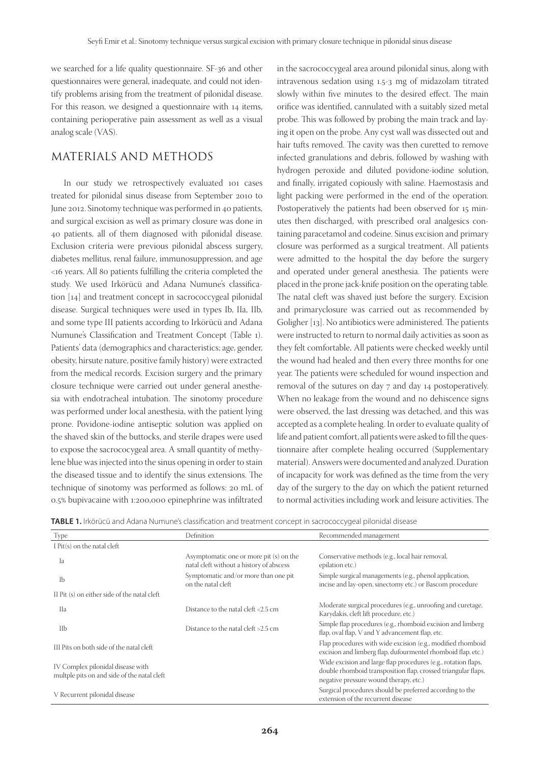we searched for a life quality questionnaire. SF-36 and other questionnaires were general, inadequate, and could not identify problems arising from the treatment of pilonidal disease. For this reason, we designed a questionnaire with 14 items, containing perioperative pain assessment as well as a visual analog scale (VAS).

## MATERIALS AND METHODS

In our study we retrospectively evaluated 101 cases treated for pilonidal sinus disease from September 2010 to June 2012. Sinotomy technique was performed in 40 patients, and surgical excision as well as primary closure was done in 40 patients, all of them diagnosed with pilonidal disease. Exclusion criteria were previous pilonidal abscess surgery, diabetes mellitus, renal failure, immunosuppression, and age <16 years. All 80 patients fulfilling the criteria completed the study. We used Irkörücü and Adana Numune's classification [14] and treatment concept in sacrococcygeal pilonidal disease. Surgical techniques were used in types Ib, IIa, IIb, and some type III patients according to Irkörücü and Adana Numune's Classification and Treatment Concept (Table 1). Patients' data (demographics and characteristics; age, gender, obesity, hirsute nature, positive family history) were extracted from the medical records. Excision surgery and the primary closure technique were carried out under general anesthesia with endotracheal intubation. The sinotomy procedure was performed under local anesthesia, with the patient lying prone. Povidone-iodine antiseptic solution was applied on the shaved skin of the buttocks, and sterile drapes were used to expose the sacrococygeal area. A small quantity of methylene blue was injected into the sinus opening in order to stain the diseased tissue and to identify the sinus extensions. The technique of sinotomy was performed as follows: 20 mL of 0.5% bupivacaine with 1:200,000 epinephrine was infiltrated in the sacrococcygeal area around pilonidal sinus, along with intravenous sedation using 1.5-3 mg of midazolam titrated slowly within five minutes to the desired effect. The main orifice was identified, cannulated with a suitably sized metal probe. This was followed by probing the main track and laying it open on the probe. Any cyst wall was dissected out and hair tufts removed. The cavity was then curetted to remove infected granulations and debris, followed by washing with hydrogen peroxide and diluted povidone-iodine solution, and finally, irrigated copiously with saline. Haemostasis and light packing were performed in the end of the operation. Postoperatively the patients had been observed for 15 minutes then discharged, with prescribed oral analgesics containing paracetamol and codeine. Sinus excision and primary closure was performed as a surgical treatment. All patients were admitted to the hospital the day before the surgery and operated under general anesthesia. The patients were placed in the prone jack-knife position on the operating table. The natal cleft was shaved just before the surgery. Excision and primaryclosure was carried out as recommended by Goligher [13]. No antibiotics were administered. The patients were instructed to return to normal daily activities as soon as they felt comfortable. All patients were checked weekly until the wound had healed and then every three months for one year. The patients were scheduled for wound inspection and removal of the sutures on day 7 and day 14 postoperatively. When no leakage from the wound and no dehiscence signs were observed, the last dressing was detached, and this was accepted as a complete healing. In order to evaluate quality of life and patient comfort, all patients were asked to fill the questionnaire after complete healing occurred (Supplementary material). Answers were documented and analyzed. Duration of incapacity for work was defined as the time from the very day of the surgery to the day on which the patient returned to normal activities including work and leisure activities. The

**TABLE 1.** Irkörücü and Adana Numune's classification and treatment concept in sacrococcygeal pilonidal disease

| Type | Definition | Recommended management |
|---|---|---|
| I Pit(s) on the natal cleft | | |
| Ia | Asymptomatic one or more pit (s) on the natal cleft without a history of abscess | Conservative methods (e.g., local hair removal, epilation etc.) |
| Ib | Symptomatic and/or more than one pit on the natal cleft | Simple surgical managements (e.g., phenol application, incise and lay-open, sinectomy etc.) or Bascom procedure |
| II Pit (s) on either side of the natal cleft | | |
| IIa | Distance to the natal cleft <2.5 cm | Moderate surgical procedures (e.g., unroofing and curetage, Karydakis, cleft lift procedure, etc.) |
| IIb | Distance to the natal cleft >2.5 cm | Simple flap procedures (e.g., rhomboid excision and limberg flap, oval flap, V and Y advancement flap, etc. |
| III Pits on both side of the natal cleft | | Flap procedures with wide excision (e.g., modified rhomboid excision and limberg flap, dufourmentel rhomboid flap, etc.) |
| IV Complex pilonidal disease with multple pits on and side of the natal cleft | | Wide excision and large flap procedures (e.g., rotation flaps, double rhomboid transposition flap, crossed triangular flaps, negative pressure wound therapy, etc.) |
| V Recurrent pilonidal disease | | Surgical procedures should be preferred according to the extension of the recurrent disease |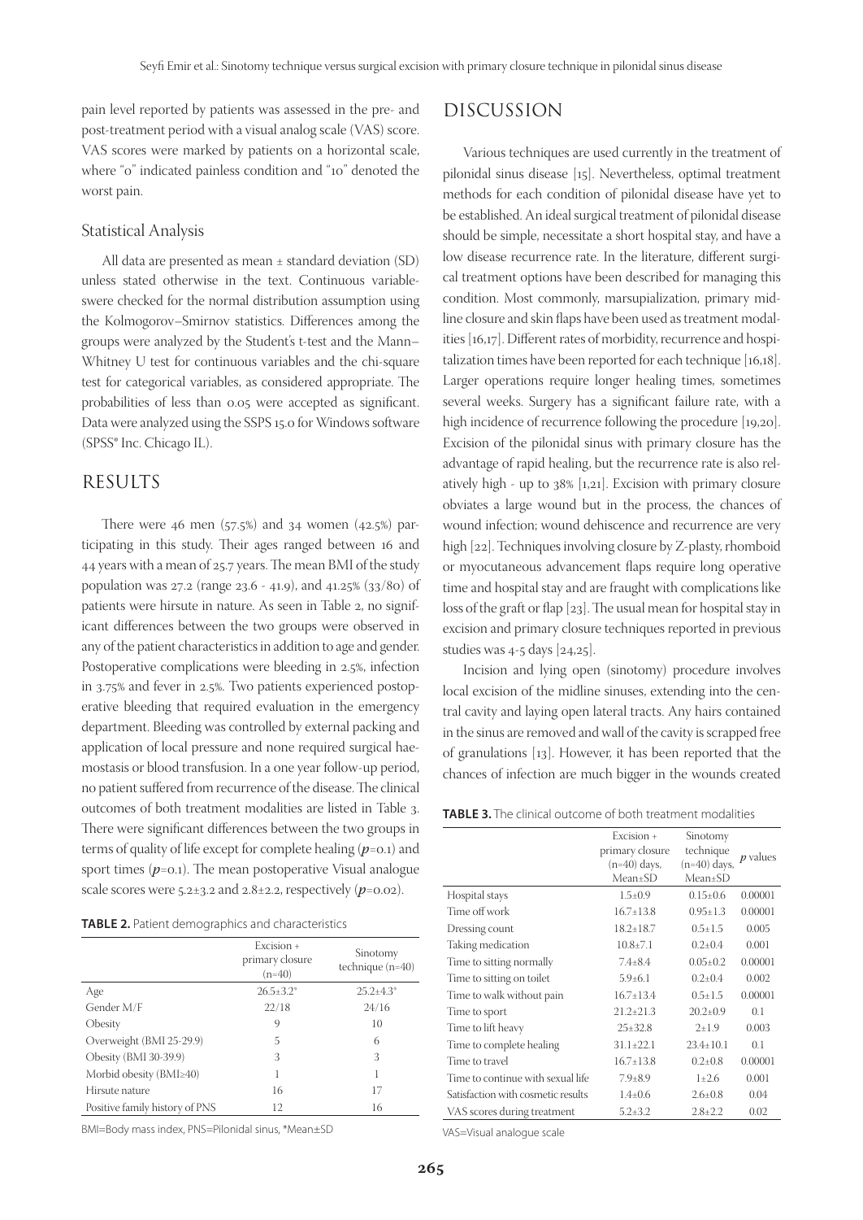pain level reported by patients was assessed in the pre- and post-treatment period with a visual analog scale (VAS) score. VAS scores were marked by patients on a horizontal scale, where "0" indicated painless condition and "10" denoted the worst pain.

### Statistical Analysis

All data are presented as mean ± standard deviation (SD) unless stated otherwise in the text. Continuous variableswere checked for the normal distribution assumption using the Kolmogorov–Smirnov statistics. Differences among the groups were analyzed by the Student's t-test and the Mann–Whitney U test for continuous variables and the chi-square test for categorical variables, as considered appropriate. The probabilities of less than 0.05 were accepted as significant. Data were analyzed using the SSPS 15.0 for Windows software (SPSS® Inc. Chicago IL).

## RESULTS

There were 46 men (57.5%) and 34 women (42.5%) participating in this study. Their ages ranged between 16 and 44 years with a mean of 25.7 years. The mean BMI of the study population was 27.2 (range 23.6 - 41.9), and 41.25% (33/80) of patients were hirsute in nature. As seen in Table 2, no significant differences between the two groups were observed in any of the patient characteristics in addition to age and gender. Postoperative complications were bleeding in 2.5%, infection in 3.75% and fever in 2.5%. Two patients experienced postoperative bleeding that required evaluation in the emergency department. Bleeding was controlled by external packing and application of local pressure and none required surgical haemostasis or blood transfusion. In a one year follow-up period, no patient suffered from recurrence of the disease. The clinical outcomes of both treatment modalities are listed in Table 3. There were significant differences between the two groups in terms of quality of life except for complete healing ($p$=0.1) and sport times ($p$=0.1). The mean postoperative Visual analogue scale scores were 5.2±3.2 and 2.8±2.2, respectively ($p$=0.02).

**TABLE 2.** Patient demographics and characteristics

| | Excision + primary closure (n=40) | Sinotomy technique (n=40) |
|---|---|---|
| Age | 26.5±3.2* | 25.2±4.3* |
| Gender M/F | 22/18 | 24/16 |
| Obesity | 9 | 10 |
| Overweight (BMI 25-29.9) | 5 | 6 |
| Obesity (BMI 30-39.9) | 3 | 3 |
| Morbid obesity (BMI≥40) | 1 | 1 |
| Hirsute nature | 16 | 17 |
| Positive family history of PNS | 12 | 16 |

BMI=Body mass index, PNS=Pilonidal sinus, *Mean±SD

## DISCUSSION

Various techniques are used currently in the treatment of pilonidal sinus disease [15]. Nevertheless, optimal treatment methods for each condition of pilonidal disease have yet to be established. An ideal surgical treatment of pilonidal disease should be simple, necessitate a short hospital stay, and have a low disease recurrence rate. In the literature, different surgical treatment options have been described for managing this condition. Most commonly, marsupialization, primary midline closure and skin flaps have been used as treatment modalities [16,17]. Different rates of morbidity, recurrence and hospitalization times have been reported for each technique [16,18]. Larger operations require longer healing times, sometimes several weeks. Surgery has a significant failure rate, with a high incidence of recurrence following the procedure [19,20]. Excision of the pilonidal sinus with primary closure has the advantage of rapid healing, but the recurrence rate is also relatively high - up to 38% [1,21]. Excision with primary closure obviates a large wound but in the process, the chances of wound infection; wound dehiscence and recurrence are very high [22]. Techniques involving closure by Z-plasty, rhomboid or myocutaneous advancement flaps require long operative time and hospital stay and are fraught with complications like loss of the graft or flap [23]. The usual mean for hospital stay in excision and primary closure techniques reported in previous studies was 4-5 days [24,25].

Incision and lying open (sinotomy) procedure involves local excision of the midline sinuses, extending into the central cavity and laying open lateral tracts. Any hairs contained in the sinus are removed and wall of the cavity is scrapped free of granulations [13]. However, it has been reported that the chances of infection are much bigger in the wounds created

**TABLE 3.** The clinical outcome of both treatment modalities

| | Excision + primary closure (n=40) days, Mean±SD | Sinotomy technique (n=40) days, Mean±SD | $p$ values |
|---|---|---|---|
| Hospital stays | 1.5±0.9 | 0.15±0.6 | 0.00001 |
| Time off work | 16.7±13.8 | 0.95±1.3 | 0.00001 |
| Dressing count | 18.2±18.7 | 0.5±1.5 | 0.005 |
| Taking medication | 10.8±7.1 | 0.2±0.4 | 0.001 |
| Time to sitting normally | 7.4±8.4 | 0.05±0.2 | 0.00001 |
| Time to sitting on toilet | 5.9±6.1 | 0.2±0.4 | 0.002 |
| Time to walk without pain | 16.7±13.4 | 0.5±1.5 | 0.00001 |
| Time to sport | 21.2±21.3 | 20.2±0.9 | 0.1 |
| Time to lift heavy | 25±32.8 | 2±1.9 | 0.003 |
| Time to complete healing | 31.1±22.1 | 23.4±10.1 | 0.1 |
| Time to travel | 16.7±13.8 | 0.2±0.8 | 0.00001 |
| Time to continue with sexual life | 7.9±8.9 | 1±2.6 | 0.001 |
| Satisfaction with cosmetic results | 1.4±0.6 | 2.6±0.8 | 0.04 |
| VAS scores during treatment | 5.2±3.2 | 2.8±2.2 | 0.02 |

VAS=Visual analogue scale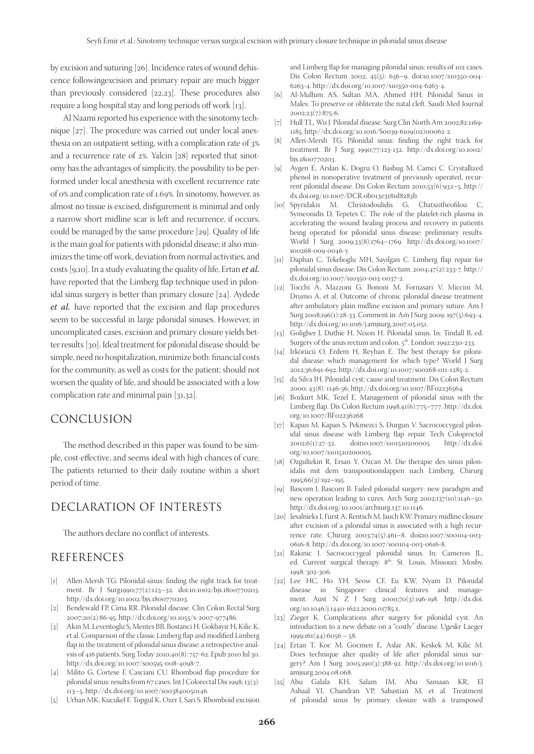by excision and suturing [26]. Incidence rates of wound dehiscence followingexcision and primary repair are much bigger than previously considered [22,23]. These procedures also require a long hospital stay and long periods off work [13].

Al Naami reported his experience with the sinotomy technique [27]. The procedure was carried out under local anesthesia on an outpatient setting, with a complication rate of 3% and a recurrence rate of 2%. Yalcin [28] reported that sinotomy has the advantages of simplicity, the possibility to be performed under local anesthesia with excellent recurrence rate of 0% and complication rate of 1.69%. In sinotomy, however, as almost no tissue is excised, disfigurement is minimal and only a narrow short midline scar is left and recurrence, if occurs, could be managed by the same procedure [29]. Quality of life is the main goal for patients with pilonidal disease; it also minimizes the time off work, deviation from normal activities, and costs [9,10]. In a study evaluating the quality of life, Ertan ***et al.*** have reported that the Limberg flap technique used in pilonidal sinus surgery is better than primary closure [24]. Aydede ***et al.*** have reported that the excision and flap procedures seem to be successful in large pilonidal sinuses. However, in uncomplicated cases, excision and primary closure yields better results [30]. Ideal treatment for pilonidal disease should: be simple, need no hospitalization, minimize both: financial costs for the community, as well as costs for the patient; should not worsen the quality of life, and should be associated with a low complication rate and minimal pain [31,32].

## CONCLUSION

The method described in this paper was found to be simple, cost-effective, and seems ideal with high chances of cure. The patients returned to their daily routine within a short period of time.

## DECLARATION OF INTERESTS

The authors declare no conflict of interests.

## REFERENCES

[1] Allen-Mersh TG. Pilonidal-sinus: finding the right track for treatment. Br J Surg1990;77(2):123–32. doi:10.1002/bjs.1800770203. http://dx.doi.org/10.1002/bjs.1800770203.

[2] Bendewald FP, Cima RR. Pilonidal disease. Clin Colon Rectal Surg 2007;20(2):86-95. http://dx.doi.org/10.1055/s-2007-977486.

[3] Akin M, Leventoglu S, Mentes BB, Bostanci H, Gokbayir H, Kilic K, et al. Comparison of the classic Limberg flap and modified Limberg flap in the treatment of pilonidal sinus disease: a retrospective analysis of 416 patients. Surg Today 2010;40(8): 757-62. Epub 2010 Jul 30. http://dx.doi.org/10.1007/s00595-008-4098-7.

[4] Milito G, Cortese F, Casciani CU. Rhomboid flap procedure for pilonidal sinus: results from 67 cases. Int J Colorectal Dis 1998; 13(3): 113–5. http://dx.doi.org/10.1007/s003840050146.

[5] Urhan MK, Kucukel F, Topgul K, Ozer I, Sari S. Rhomboid excision and Limberg flap for managing pilonidal sinus: results of 102 cases. Dis Colon Rectum 2002; 45(5): 656–9. doi:10.1007/s10350-004-6263-4. http://dx.doi.org/10.1007/s10350-004-6263-4.

[6] Al-Mulhim AS, Sultan MA, Ahmed HH. Pilonidal Sinus in Males: To preserve or obliterate the natal cleft. Saudi Med Journal 2002;23(7):875-6.

[7] Hull TL, Wu J. Pilonidal disease. Surg Clin North Am 2002;82:1169-1185. http://dx.doi.org/10.1016/S0039-6109(02)00062-2.

[8] Allen-Mersh TG. Pilonidal sinus: finding the right track for treatment. Br J Surg 1990;77:123-132. http://dx.doi.org/10.1002/bjs.1800770203.

[9] Aygen E, Arslan K, Dogru O, Basbug M, Camci C. Crystallized phenol in nonoperative treatment of previously operated, recurrent pilonidal disease. Dis Colon Rectum 2010;53(6):932–5. http://dx.doi.org/10.1007/DCR.0b013e3181d8283b.

[10] Spyridakis M, Christodoulidis G, Chatszitheofilou C, Symeonidis D, Tepetes C. The role of the platelet-rich plasma in accelerating the wound healing process and recovery in patients being operated for pilonidal sinus disease: preliminary results. World J Surg 2009;33(8):1764–1769. http://dx.doi.org/10.1007/s00268-009-0046-y.

[11] Daphan C, Tekelioglu MH, Sayilgan C. Limberg flap repair for pilonidal sinus disease. Dis Colon Rectum. 2004;47(2):233-7. http://dx.doi.org/10.1007/s10350-003-0037-2.

[12] Tocchi A, Mazzoni G, Bononi M, Fornasari V, Miccini M, Drumo A, et al. Outcome of chronic pilonidal disease treatment after ambulatory plain midline excision and primary suture. Am J Surg 2008;196(1):28-33. Comment in: Am J Surg 2009; 197(5):693-4. http://dx.doi.org/10.1016/j.amjsurg.2007.05.051.

[13] Goligher J, Duthie H, Nixon H. Pilonidal sinus. In: Tindall B, ed. Surgery of the anus rectum and colon. 5th. London: 1992:230-233.

[14] Irkörücü O, Erdem H, Reyhan E. The best therapy for pilonidal disease: which management for which type? World J Surg 2012;36:691-692. http://dx.doi.org/10.1007/s00268-011-1285-2.

[15] da Silva JH. Pilonidal cyst: cause and treatment. Dis Colon Rectum 2000; 43(8): 1146-56. http://dx.doi.org/10.1007/BF02236564.

[16] Bozkurt MK, Tezel E. Management of pilonidal sinus with the Limberg flap. Dis Colon Rectum 1998;41(6):775–777. http://dx.doi.org/10.1007/BF02236268.

[17] Kapan M, Kapan S, Pekmezci S, Durgun V. Sacrococcygeal pilonidal sinus disease with Limberg flap repair. Tech Coloproctol 2002;6(1):27-32. doi:10.1007/s101510200005 http://dx.doi.org/10.1007/s101510200005.

[18] Ozgultekin R, Ersan Y, Ozcan M. Die therapie des sinus pilonidalis mit dem transpositionslappen nach Limberg. Chirurg 1995;66(3):192–195.

[19] Bascom J, Bascom B. Failed pilonidal surgery: new paradigm and new operation leading to cures. Arch Surg 2002;137(10):1146–50. http://dx.doi.org/10.1001/archsurg.137.10.1146.

[20] Iesalnieks I, Furst A, Rentsch M, Jauch KW. Primary midline closure after excision of a pilonidal sinus is associated with a high recurrence rate. Chirurg 2003;74(5):461–8. doi:10.1007/s00104-003-0616-8. http://dx.doi.org/10.1007/s00104-003-0616-8.

[21] Rakinic J. Sacrococcygeal pilonidal sinus. In: Cameron JL, ed. Current surgical therapy. 8th. St. Louis, Missouri: Mosby, 1998: 302-306.

[22] Lee HC, Ho YH, Seow CF, Eu KW, Nyam D. Pilonidal disease in Singapore: clinical features and management. Aust N Z J Surg 2000;70(3):196-198. http://dx.doi.org/10.1046/j.1440-1622.2000.01785.x.

[23] Zieger K. Complications after surgery for pilonidal cyst. An introduction to a new debate on a "costly" disease. Ugeskr Laeger 1999;161(44):6056 – 58.

[24] Ertan T, Koc M, Gocmen E, Aslar AK, Keskek M, Kilic M. Does technique alter quality of life after pilonidal sinus surgery? Am J Surg 2005;190(3):388-92. http://dx.doi.org/10.1016/j.amjsurg.2004.08.068.

[25] Abu Galala KH, Salam IM, Abu Samaan KR, El Ashaal YI, Chandran VP, Sabastian M, et al. Treatment of pilonidal sinus by primary closure with a transposed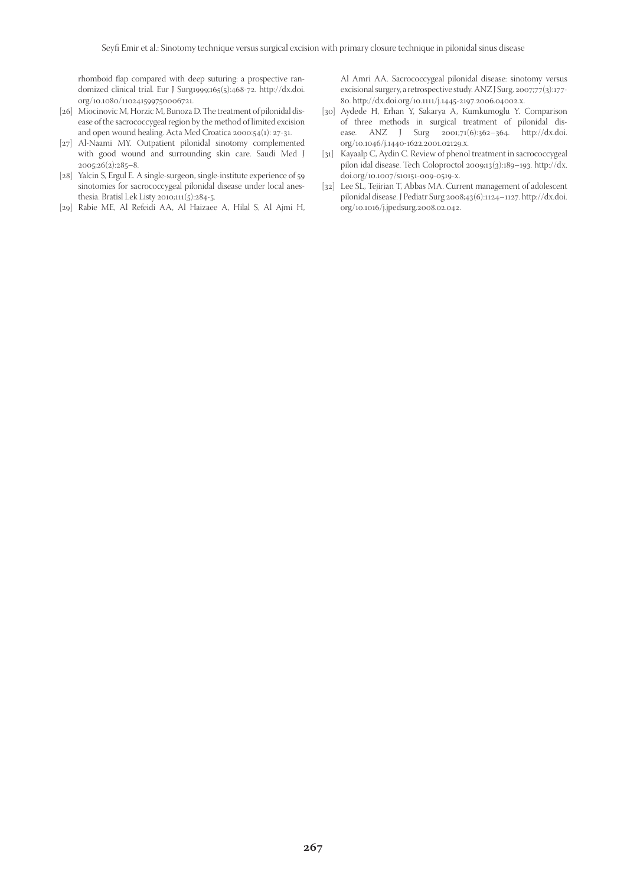rhomboid flap compared with deep suturing: a prospective randomized clinical trial. Eur J Surg1999;165(5):468-72. http://dx.doi.org/10.1080/110241599750006721.

[26] Miocinovic M, Horzic M, Bunoza D. The treatment of pilonidal disease of the sacrococcygeal region by the method of limited excision and open wound healing. Acta Med Croatica 2000;54(1): 27-31.

[27] Al-Naami MY. Outpatient pilonidal sinotomy complemented with good wound and surrounding skin care. Saudi Med J 2005;26(2):285–8.

[28] Yalcin S, Ergul E. A single-surgeon, single-institute experience of 59 sinotomies for sacrococcygeal pilonidal disease under local anesthesia. Bratisl Lek Listy 2010;111(5):284-5.

[29] Rabie ME, Al Refeidi AA, Al Haizaee A, Hilal S, Al Ajmi H, Al Amri AA. Sacrococcygeal pilonidal disease: sinotomy versus excisional surgery, a retrospective study. ANZ J Surg. 2007;77(3):177-80. http://dx.doi.org/10.1111/j.1445-2197.2006.04002.x.

[30] Aydede H, Erhan Y, Sakarya A, Kumkumoglu Y. Comparison of three methods in surgical treatment of pilonidal disease. ANZ J Surg 2001;71(6):362–364. http://dx.doi.org/10.1046/j.1440-1622.2001.02129.x.

[31] Kayaalp C, Aydin C. Review of phenol treatment in sacrococcygeal pilon idal disease. Tech Coloproctol 2009;13(3):189–193. http://dx.doi.org/10.1007/s10151-009-0519-x.

[32] Lee SL, Tejirian T, Abbas MA. Current management of adolescent pilonidal disease. J Pediatr Surg 2008;43(6):1124–1127. http://dx.doi.org/10.1016/j.jpedsurg.2008.02.042.